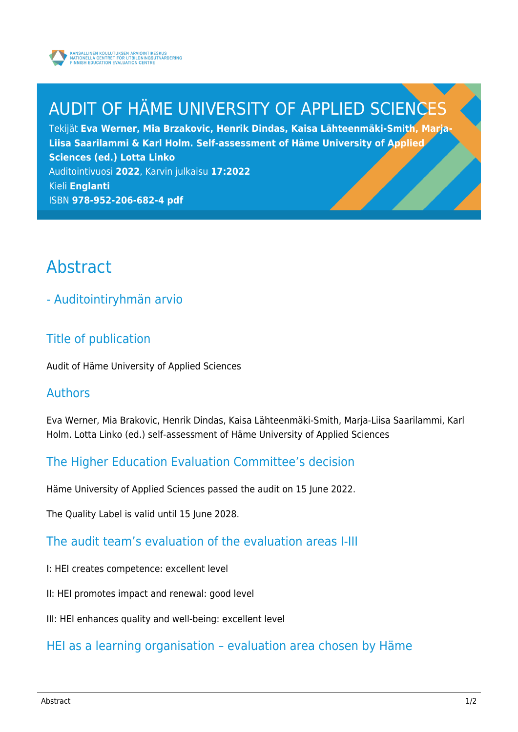KANSALLINEN KOULUTUKSEN ARVIOINTIKESKUS
NATIONELLA CENTRET FÖR UTBILDNINGSUTVÄRDERING
FINNISH EDUCATION EVALUATION CENTRE

# AUDIT OF HÄME UNIVERSITY OF APPLIED SCIENCES

Tekijät **Eva Werner, Mia Brzakovic, Henrik Dindas, Kaisa Lähteenmäki-Smith, Marja-Liisa Saarilammi & Karl Holm. Self-assessment of Häme University of Applied Sciences (ed.) Lotta Linko**
Auditointivuosi **2022**, Karvin julkaisu **17:2022**
Kieli **Englanti**
ISBN **978-952-206-682-4 pdf**

# Abstract

## - Auditointiryhmän arvio

## Title of publication

Audit of Häme University of Applied Sciences

## Authors

Eva Werner, Mia Brakovic, Henrik Dindas, Kaisa Lähteenmäki-Smith, Marja-Liisa Saarilammi, Karl Holm. Lotta Linko (ed.) self-assessment of Häme University of Applied Sciences

## The Higher Education Evaluation Committee's decision

Häme University of Applied Sciences passed the audit on 15 June 2022.

The Quality Label is valid until 15 June 2028.

## The audit team's evaluation of the evaluation areas I-III

I: HEI creates competence: excellent level

II: HEI promotes impact and renewal: good level

III: HEI enhances quality and well-being: excellent level

## HEI as a learning organisation – evaluation area chosen by Häme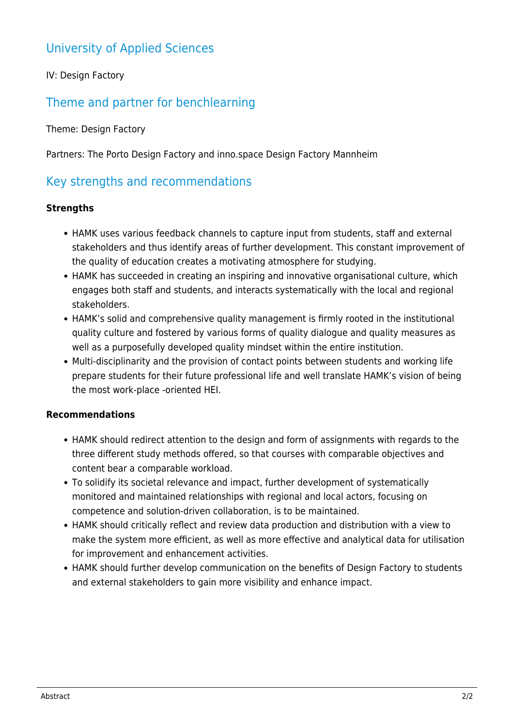## University of Applied Sciences

IV: Design Factory

## Theme and partner for benchlearning

Theme: Design Factory

Partners: The Porto Design Factory and inno.space Design Factory Mannheim

## Key strengths and recommendations

**Strengths**

- HAMK uses various feedback channels to capture input from students, staff and external stakeholders and thus identify areas of further development. This constant improvement of the quality of education creates a motivating atmosphere for studying.
- HAMK has succeeded in creating an inspiring and innovative organisational culture, which engages both staff and students, and interacts systematically with the local and regional stakeholders.
- HAMK's solid and comprehensive quality management is firmly rooted in the institutional quality culture and fostered by various forms of quality dialogue and quality measures as well as a purposefully developed quality mindset within the entire institution.
- Multi-disciplinarity and the provision of contact points between students and working life prepare students for their future professional life and well translate HAMK's vision of being the most work-place -oriented HEI.

**Recommendations**

- HAMK should redirect attention to the design and form of assignments with regards to the three different study methods offered, so that courses with comparable objectives and content bear a comparable workload.
- To solidify its societal relevance and impact, further development of systematically monitored and maintained relationships with regional and local actors, focusing on competence and solution-driven collaboration, is to be maintained.
- HAMK should critically reflect and review data production and distribution with a view to make the system more efficient, as well as more effective and analytical data for utilisation for improvement and enhancement activities.
- HAMK should further develop communication on the benefits of Design Factory to students and external stakeholders to gain more visibility and enhance impact.